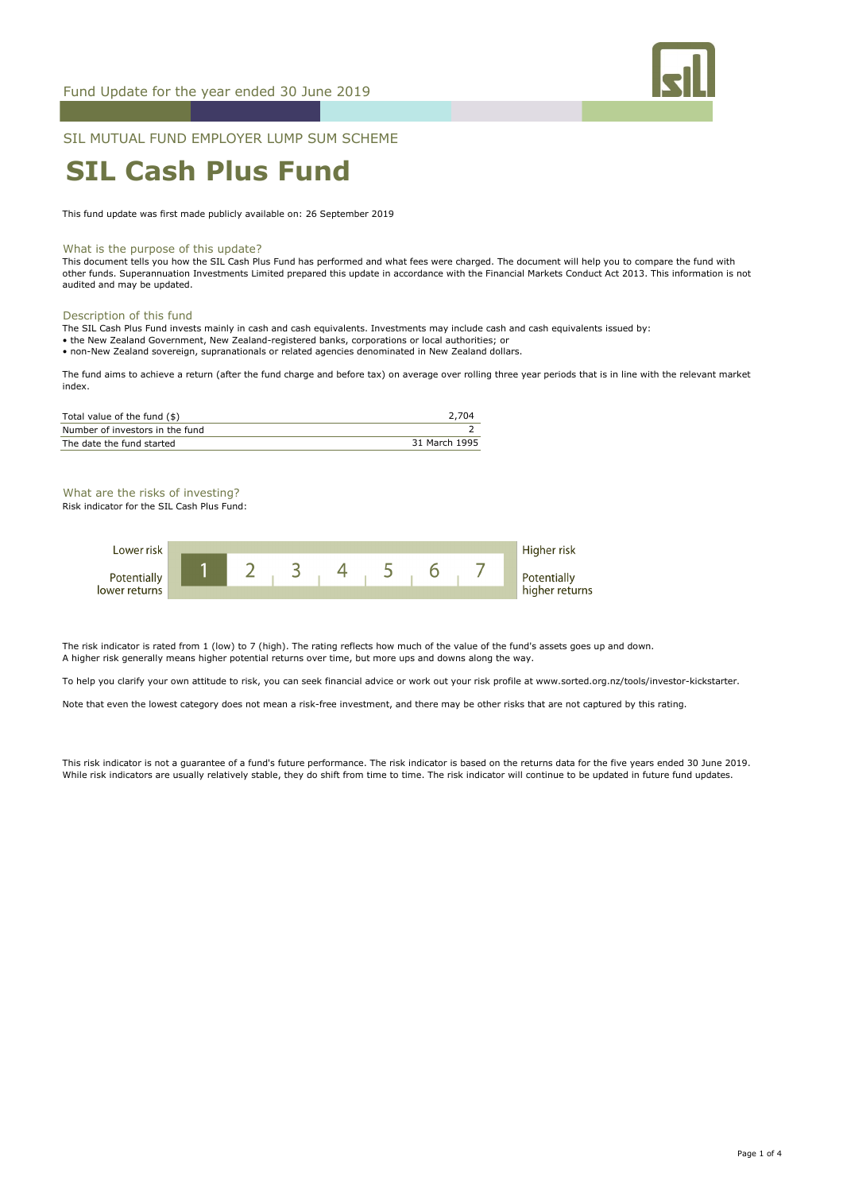Fund Update for the year ended 30 June 2019

SIL MUTUAL FUND EMPLOYER LUMP SUM SCHEME

# SIL Cash Plus Fund

This fund update was first made publicly available on: 26 September 2019

## What is the purpose of this update?

This document tells you how the SIL Cash Plus Fund has performed and what fees were charged. The document will help you to compare the fund with other funds. Superannuation Investments Limited prepared this update in accordance with the Financial Markets Conduct Act 2013. This information is not audited and may be updated.

## Description of this fund

The SIL Cash Plus Fund invests mainly in cash and cash equivalents. Investments may include cash and cash equivalents issued by:

- the New Zealand Government, New Zealand-registered banks, corporations or local authorities; or
- non-New Zealand sovereign, supranationals or related agencies denominated in New Zealand dollars.

The fund aims to achieve a return (after the fund charge and before tax) on average over rolling three year periods that is in line with the relevant market index.

| | |
|---|---|
| Total value of the fund ($) | 2,704 |
| Number of investors in the fund | 2 |
| The date the fund started | 31 March 1995 |

## What are the risks of investing?

Risk indicator for the SIL Cash Plus Fund:

| Lower risk / Potentially lower returns | **1** | 2 | 3 | 4 | 5 | 6 | 7 | Higher risk / Potentially higher returns |
|---|---|---|---|---|---|---|---|---|

The risk indicator is rated from 1 (low) to 7 (high). The rating reflects how much of the value of the fund's assets goes up and down. A higher risk generally means higher potential returns over time, but more ups and downs along the way.

To help you clarify your own attitude to risk, you can seek financial advice or work out your risk profile at www.sorted.org.nz/tools/investor-kickstarter.

Note that even the lowest category does not mean a risk-free investment, and there may be other risks that are not captured by this rating.

This risk indicator is not a guarantee of a fund's future performance. The risk indicator is based on the returns data for the five years ended 30 June 2019. While risk indicators are usually relatively stable, they do shift from time to time. The risk indicator will continue to be updated in future fund updates.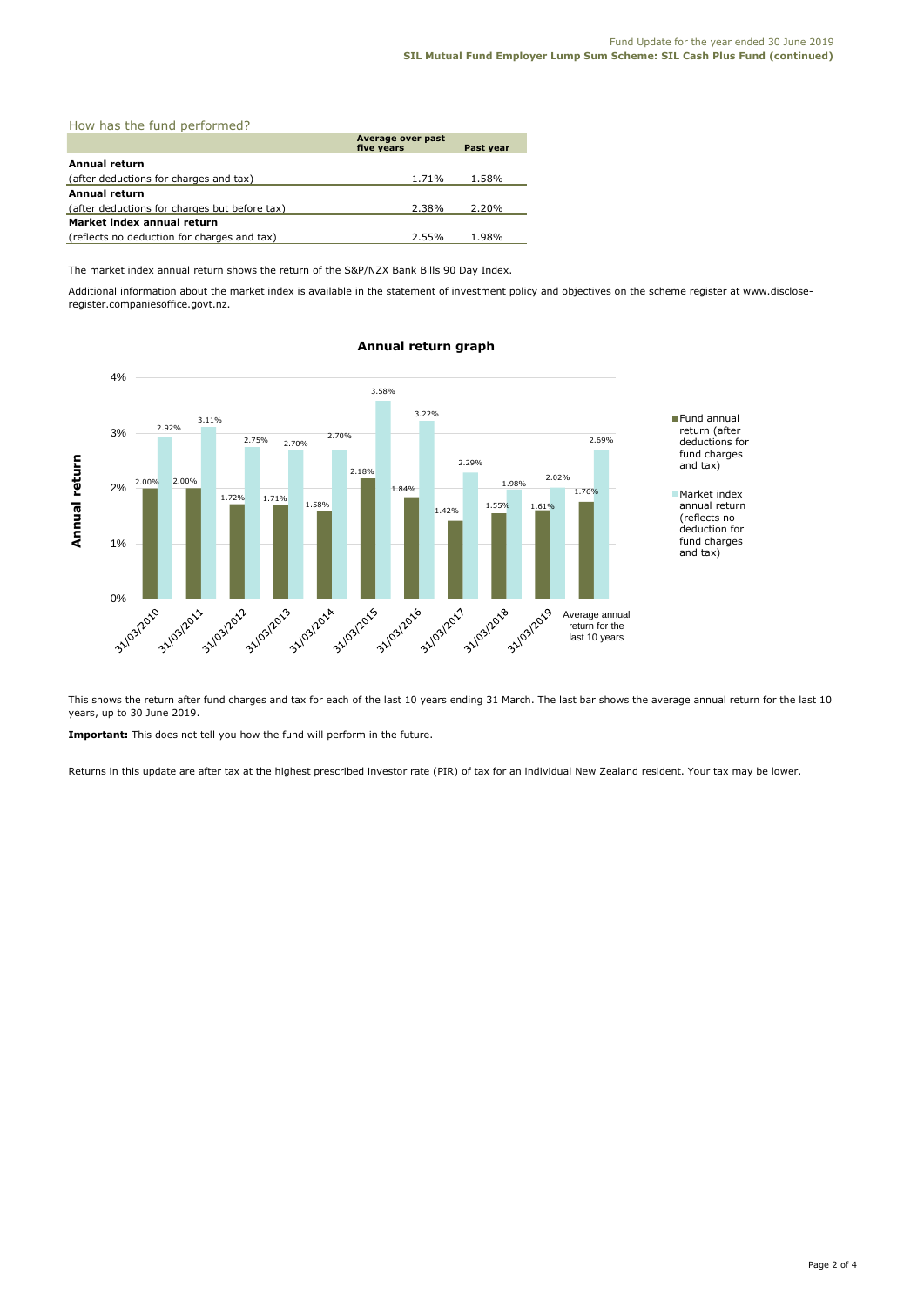## How has the fund performed?

| | Average over past five years | Past year |
|---|---|---|
| **Annual return** | | |
| (after deductions for charges and tax) | 1.71% | 1.58% |
| **Annual return** | | |
| (after deductions for charges but before tax) | 2.38% | 2.20% |
| **Market index annual return** | | |
| (reflects no deduction for charges and tax) | 2.55% | 1.98% |

The market index annual return shows the return of the S&P/NZX Bank Bills 90 Day Index.

Additional information about the market index is available in the statement of investment policy and objectives on the scheme register at www.disclose-register.companiesoffice.govt.nz.

### Annual return graph

| | Fund annual return (after deductions for fund charges and tax) | Market index annual return (reflects no deduction for fund charges and tax) |
|---|---|---|
| 31/03/2010 | 2.00% | 2.92% |
| 31/03/2011 | 2.00% | 3.11% |
| 31/03/2012 | 1.72% | 2.75% |
| 31/03/2013 | 1.71% | 2.70% |
| 31/03/2014 | 1.58% | 2.70% |
| 31/03/2015 | 2.18% | 3.58% |
| 31/03/2016 | 1.84% | 3.22% |
| 31/03/2017 | 1.42% | 2.29% |
| 31/03/2018 | 1.55% | 1.98% |
| 31/03/2019 | 1.61% | 2.02% |
| Average annual return for the last 10 years | 1.76% | 2.69% |

This shows the return after fund charges and tax for each of the last 10 years ending 31 March. The last bar shows the average annual return for the last 10 years, up to 30 June 2019.

**Important:** This does not tell you how the fund will perform in the future.

Returns in this update are after tax at the highest prescribed investor rate (PIR) of tax for an individual New Zealand resident. Your tax may be lower.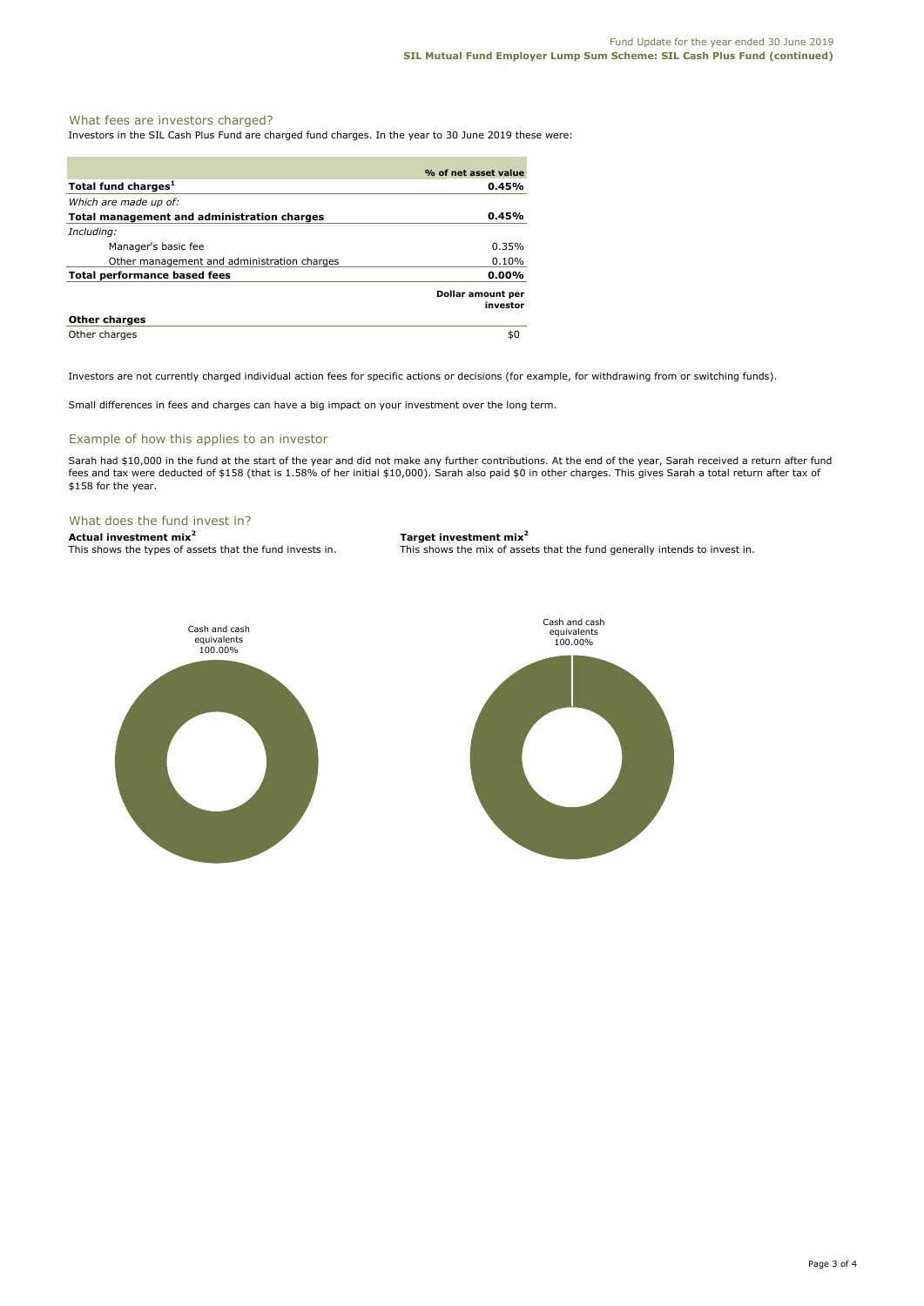## What fees are investors charged?

Investors in the SIL Cash Plus Fund are charged fund charges. In the year to 30 June 2019 these were:

| | % of net asset value |
|---|---|
| **Total fund charges[1]** | **0.45%** |
| *Which are made up of:* | |
| **Total management and administration charges** | **0.45%** |
| *Including:* | |
| Manager's basic fee | 0.35% |
| Other management and administration charges | 0.10% |
| **Total performance based fees** | **0.00%** |
| | **Dollar amount per investor** |
| **Other charges** | |
| Other charges | $0 |

Investors are not currently charged individual action fees for specific actions or decisions (for example, for withdrawing from or switching funds).

Small differences in fees and charges can have a big impact on your investment over the long term.

## Example of how this applies to an investor

Sarah had $10,000 in the fund at the start of the year and did not make any further contributions. At the end of the year, Sarah received a return after fund fees and tax were deducted of $158 (that is 1.58% of her initial $10,000). Sarah also paid $0 in other charges. This gives Sarah a total return after tax of $158 for the year.

## What does the fund invest in?

**Actual investment mix[2]**

This shows the types of assets that the fund invests in.

Cash and cash equivalents 100.00%

**Target investment mix[2]**

This shows the mix of assets that the fund generally intends to invest in.

Cash and cash equivalents 100.00%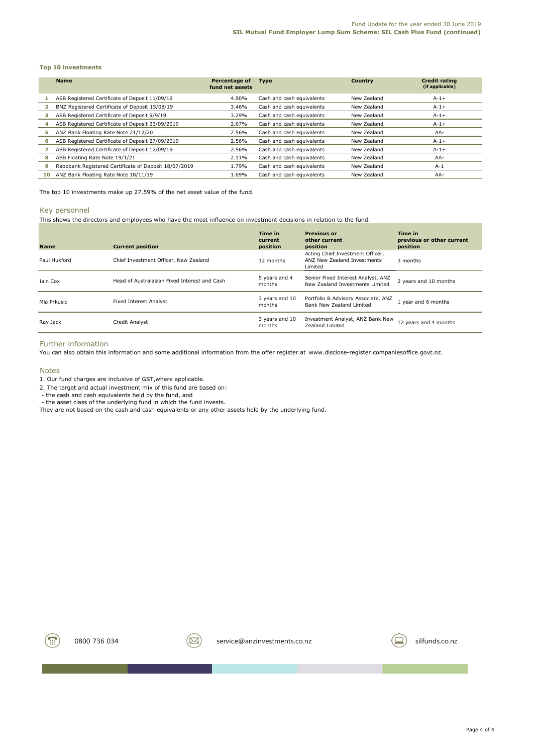### Top 10 investments

| | Name | Percentage of fund net assets | Type | Country | Credit rating (if applicable) |
|---|---|---|---|---|---|
| 1 | ASB Registered Certificate of Deposit 11/09/19 | 4.90% | Cash and cash equivalents | New Zealand | A-1+ |
| 2 | BNZ Registered Certificate of Deposit 15/08/19 | 3.46% | Cash and cash equivalents | New Zealand | A-1+ |
| 3 | ASB Registered Certificate of Deposit 9/9/19 | 3.29% | Cash and cash equivalents | New Zealand | A-1+ |
| 4 | ASB Registered Certificate of Deposit 23/09/2019 | 2.67% | Cash and cash equivalents | New Zealand | A-1+ |
| 5 | ANZ Bank Floating Rate Note 21/12/20 | 2.56% | Cash and cash equivalents | New Zealand | AA- |
| 6 | ASB Registered Certificate of Deposit 27/09/2019 | 2.56% | Cash and cash equivalents | New Zealand | A-1+ |
| 7 | ASB Registered Certificate of Deposit 12/09/19 | 2.56% | Cash and cash equivalents | New Zealand | A-1+ |
| 8 | ASB Floating Rate Note 19/1/21 | 2.11% | Cash and cash equivalents | New Zealand | AA- |
| 9 | Rabobank Registered Certificate of Deposit 18/07/2019 | 1.79% | Cash and cash equivalents | New Zealand | A-1 |
| 10 | ANZ Bank Floating Rate Note 18/11/19 | 1.69% | Cash and cash equivalents | New Zealand | AA- |

The top 10 investments make up 27.59% of the net asset value of the fund.

## Key personnel

This shows the directors and employees who have the most influence on investment decisions in relation to the fund.

| Name | Current position | Time in current position | Previous or other current position | Time in previous or other current position |
|---|---|---|---|---|
| Paul Huxford | Chief Investment Officer, New Zealand | 12 months | Acting Chief Investment Officer, ANZ New Zealand Investments Limited | 3 months |
| Iain Cox | Head of Australasian Fixed Interest and Cash | 5 years and 4 months | Senior Fixed Interest Analyst, ANZ New Zealand Investments Limited | 2 years and 10 months |
| Mia Prkusic | Fixed Interest Analyst | 3 years and 10 months | Portfolio & Advisory Associate, ANZ Bank New Zealand Limited | 1 year and 6 months |
| Ray Jack | Credit Analyst | 3 years and 10 months | Investment Analyst, ANZ Bank New Zealand Limited | 12 years and 4 months |

## Further information

You can also obtain this information and some additional information from the offer register at www.disclose-register.companiesoffice.govt.nz.

## Notes

1. Our fund charges are inclusive of GST,where applicable.
2. The target and actual investment mix of this fund are based on:
 - the cash and cash equivalents held by the fund, and
 - the asset class of the underlying fund in which the fund invests.

They are not based on the cash and cash equivalents or any other assets held by the underlying fund.

0800 736 034 service@anzinvestments.co.nz silfunds.co.nz